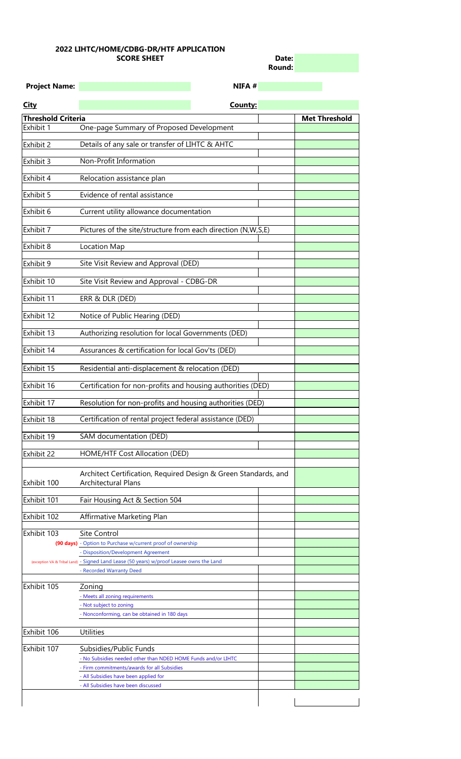# 2022 LIHTC/HOME/CDBG-DR/HTF APPLICATION

## SCORE SHEET

**Date:**

**Round:**

**Project Name:** **NIFA #**

**City** **County:**

| Threshold Criteria | | | Met Threshold |
|---|---|---|---|
| Exhibit 1 | One-page Summary of Proposed Development | | |
| Exhibit 2 | Details of any sale or transfer of LIHTC & AHTC | | |
| Exhibit 3 | Non-Profit Information | | |
| Exhibit 4 | Relocation assistance plan | | |
| Exhibit 5 | Evidence of rental assistance | | |
| Exhibit 6 | Current utility allowance documentation | | |
| Exhibit 7 | Pictures of the site/structure from each direction (N,W,S,E) | | |
| Exhibit 8 | Location Map | | |
| Exhibit 9 | Site Visit Review and Approval (DED) | | |
| Exhibit 10 | Site Visit Review and Approval - CDBG-DR | | |
| Exhibit 11 | ERR & DLR (DED) | | |
| Exhibit 12 | Notice of Public Hearing (DED) | | |
| Exhibit 13 | Authorizing resolution for local Governments (DED) | | |
| Exhibit 14 | Assurances & certification for local Gov'ts (DED) | | |
| Exhibit 15 | Residential anti-displacement & relocation (DED) | | |
| Exhibit 16 | Certification for non-profits and housing authorities (DED) | | |
| Exhibit 17 | Resolution for non-profits and housing authorities (DED) | | |
| Exhibit 18 | Certification of rental project federal assistance (DED) | | |
| Exhibit 19 | SAM documentation (DED) | | |
| Exhibit 22 | HOME/HTF Cost Allocation (DED) | | |
| Exhibit 100 | Architect Certification, Required Design & Green Standards, and Architectural Plans | | |
| Exhibit 101 | Fair Housing Act & Section 504 | | |
| Exhibit 102 | Affirmative Marketing Plan | | |
| Exhibit 103 | Site Control | | |
| **(90 days)** | - Option to Purchase w/current proof of ownership | | |
| | - Disposition/Development Agreement | | |
| (exception VA & Tribal Land) | - Signed Land Lease (50 years) w/proof Leasee owns the Land | | |
| | - Recorded Warranty Deed | | |
| Exhibit 105 | Zoning | | |
| | - Meets all zoning requirements | | |
| | - Not subject to zoning | | |
| | - Nonconforming, can be obtained in 180 days | | |
| Exhibit 106 | Utilities | | |
| Exhibit 107 | Subsidies/Public Funds | | |
| | - No Subsidies needed other than NDED HOME Funds and/or LIHTC | | |
| | - Firm commitments/awards for all Subsidies | | |
| | - All Subsidies have been applied for | | |
| | - All Subsidies have been discussed | | |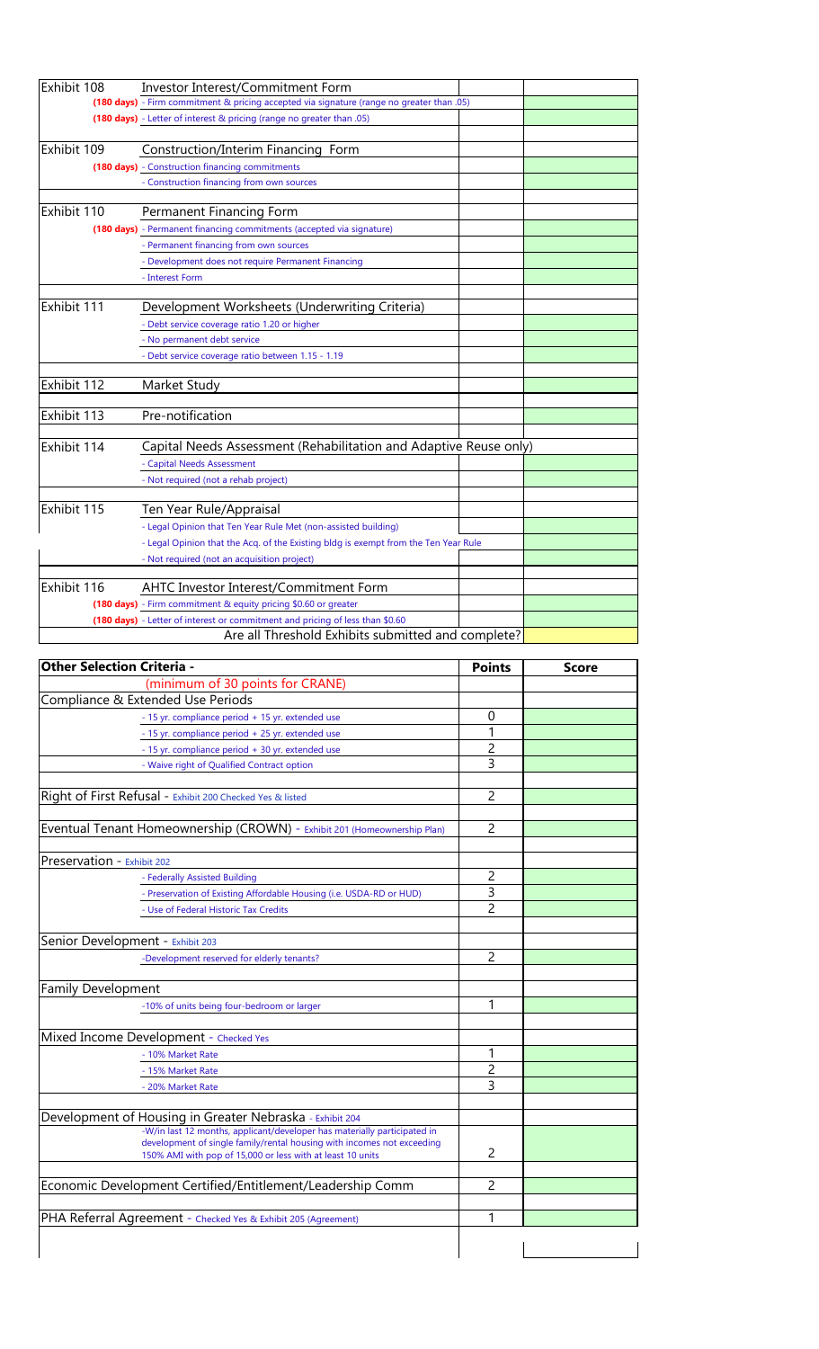| Exhibit | Item | | |
|---|---|---|---|
| Exhibit 108 | Investor Interest/Commitment Form | | |
| (180 days) | - Firm commitment & pricing accepted via signature (range no greater than .05) | | |
| (180 days) | - Letter of interest & pricing (range no greater than .05) | | |
| | | | |
| Exhibit 109 | Construction/Interim Financing Form | | |
| (180 days) | - Construction financing commitments | | |
| | - Construction financing from own sources | | |
| | | | |
| Exhibit 110 | Permanent Financing Form | | |
| (180 days) | - Permanent financing commitments (accepted via signature) | | |
| | - Permanent financing from own sources | | |
| | - Development does not require Permanent Financing | | |
| | - Interest Form | | |
| | | | |
| Exhibit 111 | Development Worksheets (Underwriting Criteria) | | |
| | - Debt service coverage ratio 1.20 or higher | | |
| | - No permanent debt service | | |
| | - Debt service coverage ratio between 1.15 - 1.19 | | |
| | | | |
| Exhibit 112 | Market Study | | |
| | | | |
| Exhibit 113 | Pre-notification | | |
| | | | |
| Exhibit 114 | Capital Needs Assessment (Rehabilitation and Adaptive Reuse only) | | |
| | - Capital Needs Assessment | | |
| | - Not required (not a rehab project) | | |
| | | | |
| Exhibit 115 | Ten Year Rule/Appraisal | | |
| | - Legal Opinion that Ten Year Rule Met (non-assisted building) | | |
| | - Legal Opinion that the Acq. of the Existing bldg is exempt from the Ten Year Rule | | |
| | - Not required (not an acquisition project) | | |
| | | | |
| Exhibit 116 | AHTC Investor Interest/Commitment Form | | |
| (180 days) | - Firm commitment & equity pricing $0.60 or greater | | |
| (180 days) | - Letter of interest or commitment and pricing of less than $0.60 | | |
| | Are all Threshold Exhibits submitted and complete? | | |

| Other Selection Criteria - | Points | Score |
|---|---|---|
| (minimum of 30 points for CRANE) | | |
| Compliance & Extended Use Periods | | |
| - 15 yr. compliance period + 15 yr. extended use | 0 | |
| - 15 yr. compliance period + 25 yr. extended use | 1 | |
| - 15 yr. compliance period + 30 yr. extended use | 2 | |
| - Waive right of Qualified Contract option | 3 | |
| | | |
| Right of First Refusal - Exhibit 200 Checked Yes & listed | 2 | |
| | | |
| Eventual Tenant Homeownership (CROWN) - Exhibit 201 (Homeownership Plan) | 2 | |
| | | |
| Preservation - Exhibit 202 | | |
| - Federally Assisted Building | 2 | |
| - Preservation of Existing Affordable Housing (i.e. USDA-RD or HUD) | 3 | |
| - Use of Federal Historic Tax Credits | 2 | |
| | | |
| Senior Development - Exhibit 203 | | |
| -Development reserved for elderly tenants? | 2 | |
| | | |
| Family Development | | |
| -10% of units being four-bedroom or larger | 1 | |
| | | |
| Mixed Income Development - Checked Yes | | |
| - 10% Market Rate | 1 | |
| - 15% Market Rate | 2 | |
| - 20% Market Rate | 3 | |
| | | |
| Development of Housing in Greater Nebraska - Exhibit 204 | | |
| -W/in last 12 months, applicant/developer has materially participated in development of single family/rental housing with incomes not exceeding 150% AMI with pop of 15,000 or less with at least 10 units | 2 | |
| | | |
| Economic Development Certified/Entitlement/Leadership Comm | 2 | |
| | | |
| PHA Referral Agreement - Checked Yes & Exhibit 205 (Agreement) | 1 | |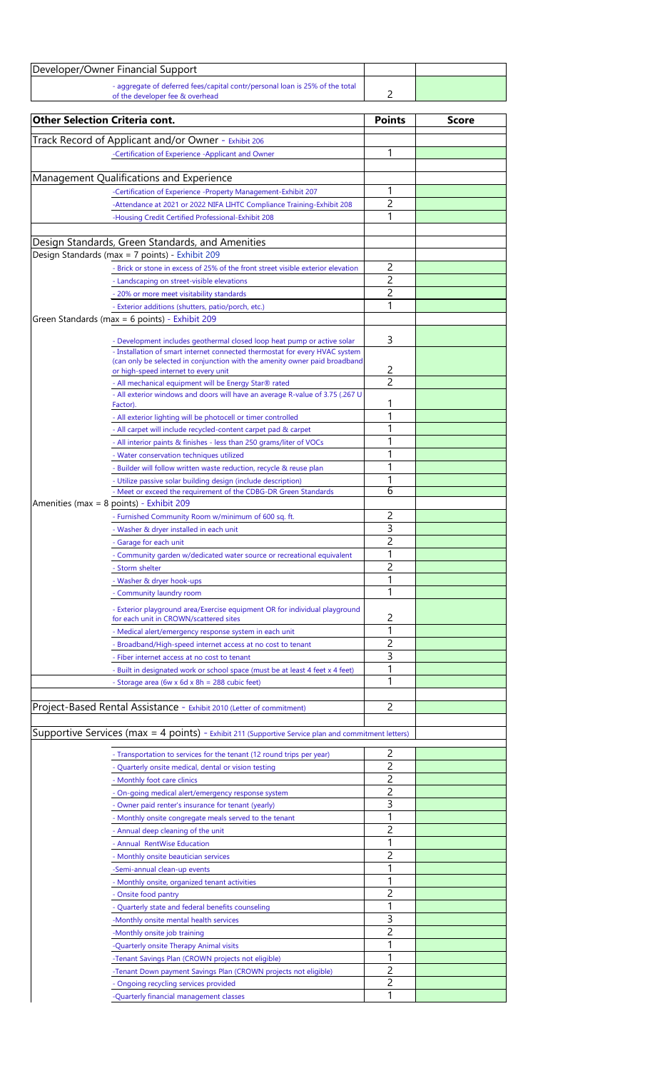| Developer/Owner Financial Support | | |
|---|---|---|
| - aggregate of deferred fees/capital contr/personal loan is 25% of the total of the developer fee & overhead | 2 | |

| Other Selection Criteria cont. | Points | Score |
|---|---|---|
| Track Record of Applicant and/or Owner - Exhibit 206 | | |
| -Certification of Experience -Applicant and Owner | 1 | |
| Management Qualifications and Experience | | |
| -Certification of Experience -Property Management-Exhibit 207 | 1 | |
| -Attendance at 2021 or 2022 NIFA LIHTC Compliance Training-Exhibit 208 | 2 | |
| -Housing Credit Certified Professional-Exhibit 208 | 1 | |
| Design Standards, Green Standards, and Amenities | | |
| Design Standards (max = 7 points) - Exhibit 209 | | |
| - Brick or stone in excess of 25% of the front street visible exterior elevation | 2 | |
| - Landscaping on street-visible elevations | 2 | |
| - 20% or more meet visitability standards | 2 | |
| - Exterior additions (shutters, patio/porch, etc.) | 1 | |
| Green Standards (max = 6 points) - Exhibit 209 | | |
| - Development includes geothermal closed loop heat pump or active solar | 3 | |
| - Installation of smart internet connected thermostat for every HVAC system (can only be selected in conjunction with the amenity owner paid broadband or high-speed internet to every unit | 2 | |
| - All mechanical equipment will be Energy Star® rated | 2 | |
| - All exterior windows and doors will have an average R-value of 3.75 (.267 U Factor). | 1 | |
| - All exterior lighting will be photocell or timer controlled | 1 | |
| - All carpet will include recycled-content carpet pad & carpet | 1 | |
| - All interior paints & finishes - less than 250 grams/liter of VOCs | 1 | |
| - Water conservation techniques utilized | 1 | |
| - Builder will follow written waste reduction, recycle & reuse plan | 1 | |
| - Utilize passive solar building design (include description) | 1 | |
| - Meet or exceed the requirement of the CDBG-DR Green Standards | 6 | |
| Amenities (max = 8 points) - Exhibit 209 | | |
| - Furnished Community Room w/minimum of 600 sq. ft. | 2 | |
| - Washer & dryer installed in each unit | 3 | |
| - Garage for each unit | 2 | |
| - Community garden w/dedicated water source or recreational equivalent | 1 | |
| - Storm shelter | 2 | |
| - Washer & dryer hook-ups | 1 | |
| - Community laundry room | 1 | |
| - Exterior playground area/Exercise equipment OR for individual playground for each unit in CROWN/scattered sites | 2 | |
| - Medical alert/emergency response system in each unit | 1 | |
| - Broadband/High-speed internet access at no cost to tenant | 2 | |
| - Fiber internet access at no cost to tenant | 3 | |
| - Built in designated work or school space (must be at least 4 feet x 4 feet) | 1 | |
| - Storage area (6w x 6d x 8h = 288 cubic feet) | 1 | |
| Project-Based Rental Assistance - Exhibit 2010 (Letter of commitment) | 2 | |
| Supportive Services (max = 4 points) - Exhibit 211 (Supportive Service plan and commitment letters) | | |
| - Transportation to services for the tenant (12 round trips per year) | 2 | |
| - Quarterly onsite medical, dental or vision testing | 2 | |
| - Monthly foot care clinics | 2 | |
| - On-going medical alert/emergency response system | 2 | |
| - Owner paid renter's insurance for tenant (yearly) | 3 | |
| - Monthly onsite congregate meals served to the tenant | 1 | |
| - Annual deep cleaning of the unit | 2 | |
| - Annual RentWise Education | 1 | |
| - Monthly onsite beautician services | 2 | |
| -Semi-annual clean-up events | 1 | |
| - Monthly onsite, organized tenant activities | 1 | |
| - Onsite food pantry | 2 | |
| - Quarterly state and federal benefits counseling | 1 | |
| -Monthly onsite mental health services | 3 | |
| -Monthly onsite job training | 2 | |
| -Quarterly onsite Therapy Animal visits | 1 | |
| -Tenant Savings Plan (CROWN projects not eligible) | 1 | |
| -Tenant Down payment Savings Plan (CROWN projects not eligible) | 2 | |
| - Ongoing recycling services provided | 2 | |
| -Quarterly financial management classes | 1 | |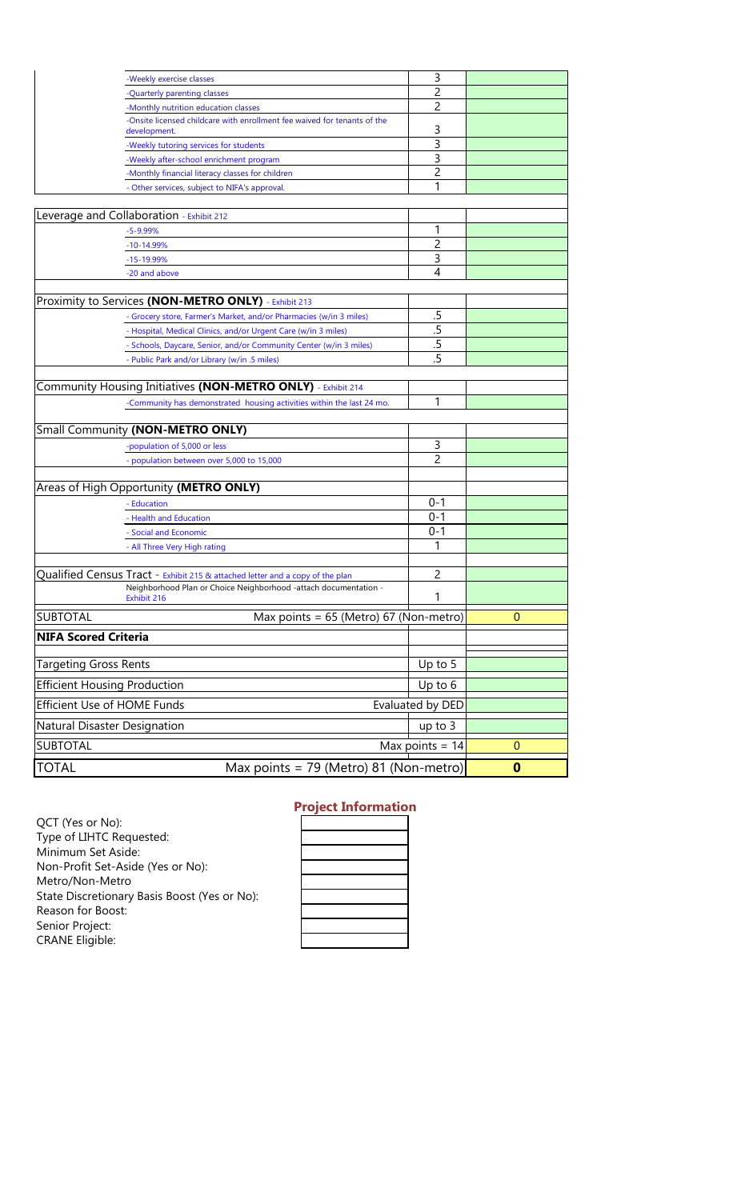| | | |
|---|---|---|
| -Weekly exercise classes | 3 | |
| -Quarterly parenting classes | 2 | |
| -Monthly nutrition education classes | 2 | |
| -Onsite licensed childcare with enrollment fee waived for tenants of the development. | 3 | |
| -Weekly tutoring services for students | 3 | |
| -Weekly after-school enrichment program | 3 | |
| -Monthly financial literacy classes for children | 2 | |
| - Other services, subject to NIFA's approval. | 1 | |
| | | |
| Leverage and Collaboration - Exhibit 212 | | |
| -5-9.99% | 1 | |
| -10-14.99% | 2 | |
| -15-19.99% | 3 | |
| -20 and above | 4 | |
| | | |
| Proximity to Services **(NON-METRO ONLY)** - Exhibit 213 | | |
| - Grocery store, Farmer's Market, and/or Pharmacies (w/in 3 miles) | .5 | |
| - Hospital, Medical Clinics, and/or Urgent Care (w/in 3 miles) | .5 | |
| - Schools, Daycare, Senior, and/or Community Center (w/in 3 miles) | .5 | |
| - Public Park and/or Library (w/in .5 miles) | .5 | |
| | | |
| Community Housing Initiatives **(NON-METRO ONLY)** - Exhibit 214 | | |
| -Community has demonstrated housing activities within the last 24 mo. | 1 | |
| | | |
| Small Community **(NON-METRO ONLY)** | | |
| -population of 5,000 or less | 3 | |
| - population between over 5,000 to 15,000 | 2 | |
| | | |
| Areas of High Opportunity **(METRO ONLY)** | | |
| - Education | 0-1 | |
| - Health and Education | 0-1 | |
| - Social and Economic | 0-1 | |
| - All Three Very High rating | 1 | |
| | | |
| Qualified Census Tract - Exhibit 215 & attached letter and a copy of the plan | 2 | |
| Neighborhood Plan or Choice Neighborhood -attach documentation - Exhibit 216 | 1 | |
| SUBTOTAL Max points = 65 (Metro) 67 (Non-metro) | | 0 |
| **NIFA Scored Criteria** | | |
| Targeting Gross Rents | Up to 5 | |
| Efficient Housing Production | Up to 6 | |
| Efficient Use of HOME Funds | Evaluated by DED | |
| Natural Disaster Designation | up to 3 | |
| SUBTOTAL | Max points = 14 | 0 |
| TOTAL Max points = 79 (Metro) 81 (Non-metro) | | **0** |

## Project Information

| | |
|---|---|
| QCT (Yes or No): | |
| Type of LIHTC Requested: | |
| Minimum Set Aside: | |
| Non-Profit Set-Aside (Yes or No): | |
| Metro/Non-Metro | |
| State Discretionary Basis Boost (Yes or No): | |
| Reason for Boost: | |
| Senior Project: | |
| CRANE Eligible: | |